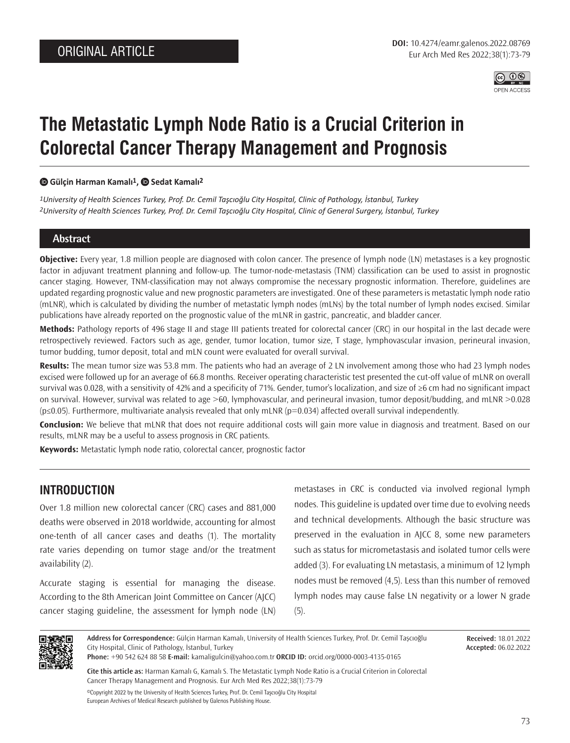ORIGINAL ARTICLE

DOI: 10.4274/eamr.galenos.2022.08769

# The Metastatic Lymph Node Ratio is a Crucial Criterion in Colorectal Cancer Therapy Management and Prognosis

Gülçin Harman Kamalı[1], Sedat Kamalı[2]

[1]*University of Health Sciences Turkey, Prof. Dr. Cemil Taşcıoğlu City Hospital, Clinic of Pathology, İstanbul, Turkey*
[2]*University of Health Sciences Turkey, Prof. Dr. Cemil Taşcıoğlu City Hospital, Clinic of General Surgery, İstanbul, Turkey*

## Abstract

**Objective:** Every year, 1.8 million people are diagnosed with colon cancer. The presence of lymph node (LN) metastases is a key prognostic factor in adjuvant treatment planning and follow-up. The tumor-node-metastasis (TNM) classification can be used to assist in prognostic cancer staging. However, TNM-classification may not always compromise the necessary prognostic information. Therefore, guidelines are updated regarding prognostic value and new prognostic parameters are investigated. One of these parameters is metastatic lymph node ratio (mLNR), which is calculated by dividing the number of metastatic lymph nodes (mLNs) by the total number of lymph nodes excised. Similar publications have already reported on the prognostic value of the mLNR in gastric, pancreatic, and bladder cancer.

**Methods:** Pathology reports of 496 stage II and stage III patients treated for colorectal cancer (CRC) in our hospital in the last decade were retrospectively reviewed. Factors such as age, gender, tumor location, tumor size, T stage, lymphovascular invasion, perineural invasion, tumor budding, tumor deposit, total and mLN count were evaluated for overall survival.

**Results:** The mean tumor size was 53.8 mm. The patients who had an average of 2 LN involvement among those who had 23 lymph nodes excised were followed up for an average of 66.8 months. Receiver operating characteristic test presented the cut-off value of mLNR on overall survival was 0.028, with a sensitivity of 42% and a specificity of 71%. Gender, tumor's localization, and size of ≥6 cm had no significant impact on survival. However, survival was related to age >60, lymphovascular, and perineural invasion, tumor deposit/budding, and mLNR >0.028 ($p \leq 0.05$). Furthermore, multivariate analysis revealed that only mLNR ($p=0.034$) affected overall survival independently.

**Conclusion:** We believe that mLNR that does not require additional costs will gain more value in diagnosis and treatment. Based on our results, mLNR may be a useful to assess prognosis in CRC patients.

**Keywords:** Metastatic lymph node ratio, colorectal cancer, prognostic factor

## INTRODUCTION

Over 1.8 million new colorectal cancer (CRC) cases and 881,000 deaths were observed in 2018 worldwide, accounting for almost one-tenth of all cancer cases and deaths (1). The mortality rate varies depending on tumor stage and/or the treatment availability (2).

Accurate staging is essential for managing the disease. According to the 8th American Joint Committee on Cancer (AJCC) cancer staging guideline, the assessment for lymph node (LN) metastases in CRC is conducted via involved regional lymph nodes. This guideline is updated over time due to evolving needs and technical developments. Although the basic structure was preserved in the evaluation in AJCC 8, some new parameters such as status for micrometastasis and isolated tumor cells were added (3). For evaluating LN metastasis, a minimum of 12 lymph nodes must be removed (4,5). Less than this number of removed lymph nodes may cause false LN negativity or a lower N grade (5).

**Address for Correspondence:** Gülçin Harman Kamalı, University of Health Sciences Turkey, Prof. Dr. Cemil Taşcıoğlu City Hospital, Clinic of Pathology, İstanbul, Turkey
**Phone:** +90 542 624 88 58 **E-mail:** kamaligulcin@yahoo.com.tr **ORCID ID:** orcid.org/0000-0003-4135-0165

**Received:** 18.01.2022
**Accepted:** 06.02.2022

**Cite this article as:** Harman Kamalı G, Kamalı S. The Metastatic Lymph Node Ratio is a Crucial Criterion in Colorectal Cancer Therapy Management and Prognosis. Eur Arch Med Res 2022;38(1):73-79

©Copyright 2022 by the University of Health Sciences Turkey, Prof. Dr. Cemil Taşcıoğlu City Hospital
European Archives of Medical Research published by Galenos Publishing House.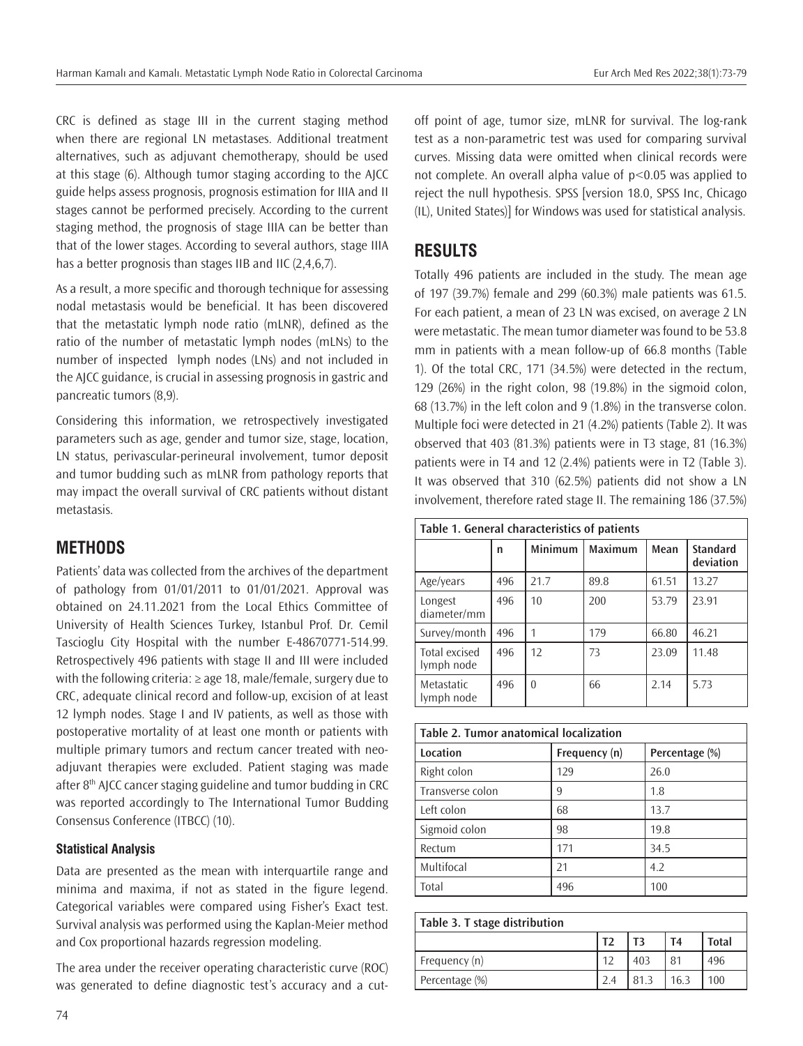CRC is defined as stage III in the current staging method when there are regional LN metastases. Additional treatment alternatives, such as adjuvant chemotherapy, should be used at this stage (6). Although tumor staging according to the AJCC guide helps assess prognosis, prognosis estimation for IIIA and II stages cannot be performed precisely. According to the current staging method, the prognosis of stage IIIA can be better than that of the lower stages. According to several authors, stage IIIA has a better prognosis than stages IIB and IIC (2,4,6,7).

As a result, a more specific and thorough technique for assessing nodal metastasis would be beneficial. It has been discovered that the metastatic lymph node ratio (mLNR), defined as the ratio of the number of metastatic lymph nodes (mLNs) to the number of inspected lymph nodes (LNs) and not included in the AJCC guidance, is crucial in assessing prognosis in gastric and pancreatic tumors (8,9).

Considering this information, we retrospectively investigated parameters such as age, gender and tumor size, stage, location, LN status, perivascular-perineural involvement, tumor deposit and tumor budding such as mLNR from pathology reports that may impact the overall survival of CRC patients without distant metastasis.

## METHODS

Patients' data was collected from the archives of the department of pathology from 01/01/2011 to 01/01/2021. Approval was obtained on 24.11.2021 from the Local Ethics Committee of University of Health Sciences Turkey, Istanbul Prof. Dr. Cemil Tascioglu City Hospital with the number E-48670771-514.99. Retrospectively 496 patients with stage II and III were included with the following criteria: ≥ age 18, male/female, surgery due to CRC, adequate clinical record and follow-up, excision of at least 12 lymph nodes. Stage I and IV patients, as well as those with postoperative mortality of at least one month or patients with multiple primary tumors and rectum cancer treated with neo-adjuvant therapies were excluded. Patient staging was made after 8th AJCC cancer staging guideline and tumor budding in CRC was reported accordingly to The International Tumor Budding Consensus Conference (ITBCC) (10).

### Statistical Analysis

Data are presented as the mean with interquartile range and minima and maxima, if not as stated in the figure legend. Categorical variables were compared using Fisher's Exact test. Survival analysis was performed using the Kaplan-Meier method and Cox proportional hazards regression modeling.

The area under the receiver operating characteristic curve (ROC) was generated to define diagnostic test's accuracy and a cut-off point of age, tumor size, mLNR for survival. The log-rank test as a non-parametric test was used for comparing survival curves. Missing data were omitted when clinical records were not complete. An overall alpha value of $p<0.05$ was applied to reject the null hypothesis. SPSS [version 18.0, SPSS Inc, Chicago (IL), United States)] for Windows was used for statistical analysis.

## RESULTS

Totally 496 patients are included in the study. The mean age of 197 (39.7%) female and 299 (60.3%) male patients was 61.5. For each patient, a mean of 23 LN was excised, on average 2 LN were metastatic. The mean tumor diameter was found to be 53.8 mm in patients with a mean follow-up of 66.8 months (Table 1). Of the total CRC, 171 (34.5%) were detected in the rectum, 129 (26%) in the right colon, 98 (19.8%) in the sigmoid colon, 68 (13.7%) in the left colon and 9 (1.8%) in the transverse colon. Multiple foci were detected in 21 (4.2%) patients (Table 2). It was observed that 403 (81.3%) patients were in T3 stage, 81 (16.3%) patients were in T4 and 12 (2.4%) patients were in T2 (Table 3). It was observed that 310 (62.5%) patients did not show a LN involvement, therefore rated stage II. The remaining 186 (37.5%)

**Table 1. General characteristics of patients**

| | n | Minimum | Maximum | Mean | Standard deviation |
|---|---|---|---|---|---|
| Age/years | 496 | 21.7 | 89.8 | 61.51 | 13.27 |
| Longest diameter/mm | 496 | 10 | 200 | 53.79 | 23.91 |
| Survey/month | 496 | 1 | 179 | 66.80 | 46.21 |
| Total excised lymph node | 496 | 12 | 73 | 23.09 | 11.48 |
| Metastatic lymph node | 496 | 0 | 66 | 2.14 | 5.73 |

**Table 2. Tumor anatomical localization**

| Location | Frequency (n) | Percentage (%) |
|---|---|---|
| Right colon | 129 | 26.0 |
| Transverse colon | 9 | 1.8 |
| Left colon | 68 | 13.7 |
| Sigmoid colon | 98 | 19.8 |
| Rectum | 171 | 34.5 |
| Multifocal | 21 | 4.2 |
| Total | 496 | 100 |

**Table 3. T stage distribution**

| | T2 | T3 | T4 | Total |
|---|---|---|---|---|
| Frequency (n) | 12 | 403 | 81 | 496 |
| Percentage (%) | 2.4 | 81.3 | 16.3 | 100 |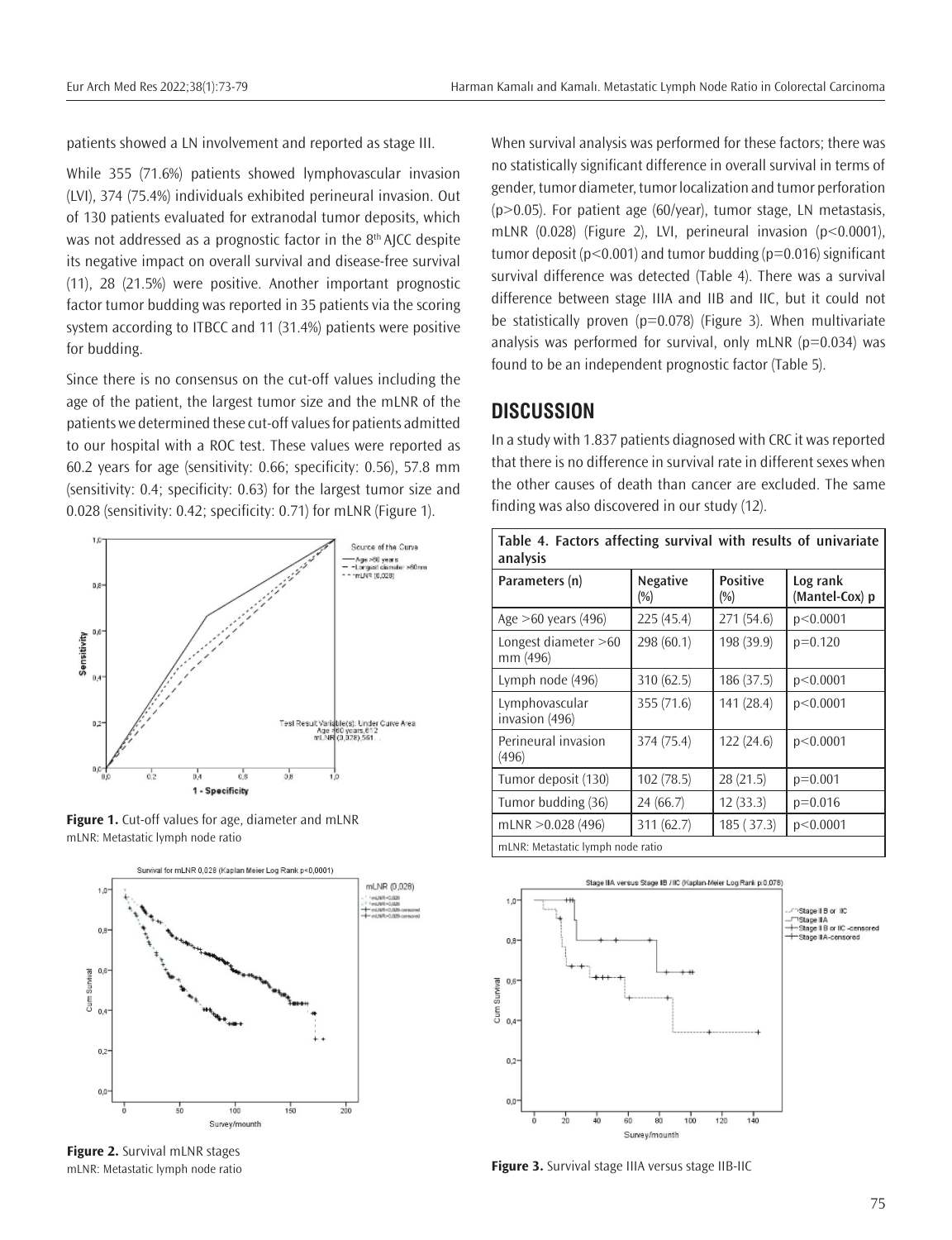patients showed a LN involvement and reported as stage III.

While 355 (71.6%) patients showed lymphovascular invasion (LVI), 374 (75.4%) individuals exhibited perineural invasion. Out of 130 patients evaluated for extranodal tumor deposits, which was not addressed as a prognostic factor in the 8th AJCC despite its negative impact on overall survival and disease-free survival (11), 28 (21.5%) were positive. Another important prognostic factor tumor budding was reported in 35 patients via the scoring system according to ITBCC and 11 (31.4%) patients were positive for budding.

Since there is no consensus on the cut-off values including the age of the patient, the largest tumor size and the mLNR of the patients we determined these cut-off values for patients admitted to our hospital with a ROC test. These values were reported as 60.2 years for age (sensitivity: 0.66; specificity: 0.56), 57.8 mm (sensitivity: 0.4; specificity: 0.63) for the largest tumor size and 0.028 (sensitivity: 0.42; specificity: 0.71) for mLNR (Figure 1).

**Figure 1.** Cut-off values for age, diameter and mLNR
mLNR: Metastatic lymph node ratio

**Figure 2.** Survival mLNR stages
mLNR: Metastatic lymph node ratio

When survival analysis was performed for these factors; there was no statistically significant difference in overall survival in terms of gender, tumor diameter, tumor localization and tumor perforation ($p>0.05$). For patient age (60/year), tumor stage, LN metastasis, mLNR (0.028) (Figure 2), LVI, perineural invasion ($p<0.0001$), tumor deposit ($p<0.001$) and tumor budding ($p=0.016$) significant survival difference was detected (Table 4). There was a survival difference between stage IIIA and IIB and IIC, but it could not be statistically proven ($p=0.078$) (Figure 3). When multivariate analysis was performed for survival, only mLNR ($p=0.034$) was found to be an independent prognostic factor (Table 5).

## DISCUSSION

In a study with 1.837 patients diagnosed with CRC it was reported that there is no difference in survival rate in different sexes when the other causes of death than cancer are excluded. The same finding was also discovered in our study (12).

**Table 4. Factors affecting survival with results of univariate analysis**

| Parameters (n) | Negative (%) | Positive (%) | Log rank (Mantel-Cox) p |
|---|---|---|---|
| Age >60 years (496) | 225 (45.4) | 271 (54.6) | p<0.0001 |
| Longest diameter >60 mm (496) | 298 (60.1) | 198 (39.9) | p=0.120 |
| Lymph node (496) | 310 (62.5) | 186 (37.5) | p<0.0001 |
| Lymphovascular invasion (496) | 355 (71.6) | 141 (28.4) | p<0.0001 |
| Perineural invasion (496) | 374 (75.4) | 122 (24.6) | p<0.0001 |
| Tumor deposit (130) | 102 (78.5) | 28 (21.5) | p=0.001 |
| Tumor budding (36) | 24 (66.7) | 12 (33.3) | p=0.016 |
| mLNR >0.028 (496) | 311 (62.7) | 185 ( 37.3) | p<0.0001 |

mLNR: Metastatic lymph node ratio

**Figure 3.** Survival stage IIIA versus stage IIB-IIC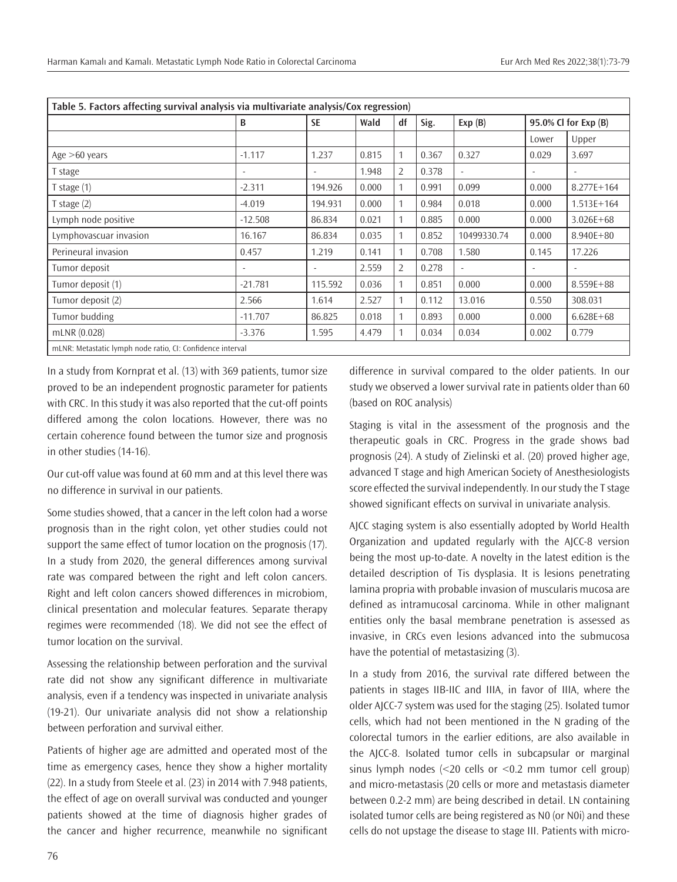| Table 5. Factors affecting survival analysis via multivariate analysis/Cox regression) | | | | | | | | |
|---|---|---|---|---|---|---|---|---|
| | B | SE | Wald | df | Sig. | Exp (B) | 95.0% CI for Exp (B) | |
| | | | | | | | Lower | Upper |
| Age >60 years | -1.117 | 1.237 | 0.815 | 1 | 0.367 | 0.327 | 0.029 | 3.697 |
| T stage | - | - | 1.948 | 2 | 0.378 | - | - | - |
| T stage (1) | -2.311 | 194.926 | 0.000 | 1 | 0.991 | 0.099 | 0.000 | 8.277E+164 |
| T stage (2) | -4.019 | 194.931 | 0.000 | 1 | 0.984 | 0.018 | 0.000 | 1.513E+164 |
| Lymph node positive | -12.508 | 86.834 | 0.021 | 1 | 0.885 | 0.000 | 0.000 | 3.026E+68 |
| Lymphovascuar invasion | 16.167 | 86.834 | 0.035 | 1 | 0.852 | 10499330.74 | 0.000 | 8.940E+80 |
| Perineural invasion | 0.457 | 1.219 | 0.141 | 1 | 0.708 | 1.580 | 0.145 | 17.226 |
| Tumor deposit | - | - | 2.559 | 2 | 0.278 | - | - | - |
| Tumor deposit (1) | -21.781 | 115.592 | 0.036 | 1 | 0.851 | 0.000 | 0.000 | 8.559E+88 |
| Tumor deposit (2) | 2.566 | 1.614 | 2.527 | 1 | 0.112 | 13.016 | 0.550 | 308.031 |
| Tumor budding | -11.707 | 86.825 | 0.018 | 1 | 0.893 | 0.000 | 0.000 | 6.628E+68 |
| mLNR (0.028) | -3.376 | 1.595 | 4.479 | 1 | 0.034 | 0.034 | 0.002 | 0.779 |

mLNR: Metastatic lymph node ratio, CI: Confidence interval

In a study from Kornprat et al. (13) with 369 patients, tumor size proved to be an independent prognostic parameter for patients with CRC. In this study it was also reported that the cut-off points differed among the colon locations. However, there was no certain coherence found between the tumor size and prognosis in other studies (14-16).

Our cut-off value was found at 60 mm and at this level there was no difference in survival in our patients.

Some studies showed, that a cancer in the left colon had a worse prognosis than in the right colon, yet other studies could not support the same effect of tumor location on the prognosis (17). In a study from 2020, the general differences among survival rate was compared between the right and left colon cancers. Right and left colon cancers showed differences in microbiom, clinical presentation and molecular features. Separate therapy regimes were recommended (18). We did not see the effect of tumor location on the survival.

Assessing the relationship between perforation and the survival rate did not show any significant difference in multivariate analysis, even if a tendency was inspected in univariate analysis (19-21). Our univariate analysis did not show a relationship between perforation and survival either.

Patients of higher age are admitted and operated most of the time as emergency cases, hence they show a higher mortality (22). In a study from Steele et al. (23) in 2014 with 7.948 patients, the effect of age on overall survival was conducted and younger patients showed at the time of diagnosis higher grades of the cancer and higher recurrence, meanwhile no significant difference in survival compared to the older patients. In our study we observed a lower survival rate in patients older than 60 (based on ROC analysis)

Staging is vital in the assessment of the prognosis and the therapeutic goals in CRC. Progress in the grade shows bad prognosis (24). A study of Zielinski et al. (20) proved higher age, advanced T stage and high American Society of Anesthesiologists score effected the survival independently. In our study the T stage showed significant effects on survival in univariate analysis.

AJCC staging system is also essentially adopted by World Health Organization and updated regularly with the AJCC-8 version being the most up-to-date. A novelty in the latest edition is the detailed description of Tis dysplasia. It is lesions penetrating lamina propria with probable invasion of muscularis mucosa are defined as intramucosal carcinoma. While in other malignant entities only the basal membrane penetration is assessed as invasive, in CRCs even lesions advanced into the submucosa have the potential of metastasizing (3).

In a study from 2016, the survival rate differed between the patients in stages IIB-IIC and IIIA, in favor of IIIA, where the older AJCC-7 system was used for the staging (25). Isolated tumor cells, which had not been mentioned in the N grading of the colorectal tumors in the earlier editions, are also available in the AJCC-8. Isolated tumor cells in subcapsular or marginal sinus lymph nodes (<20 cells or <0.2 mm tumor cell group) and micro-metastasis (20 cells or more and metastasis diameter between 0.2-2 mm) are being described in detail. LN containing isolated tumor cells are being registered as N0 (or N0i) and these cells do not upstage the disease to stage III. Patients with micro-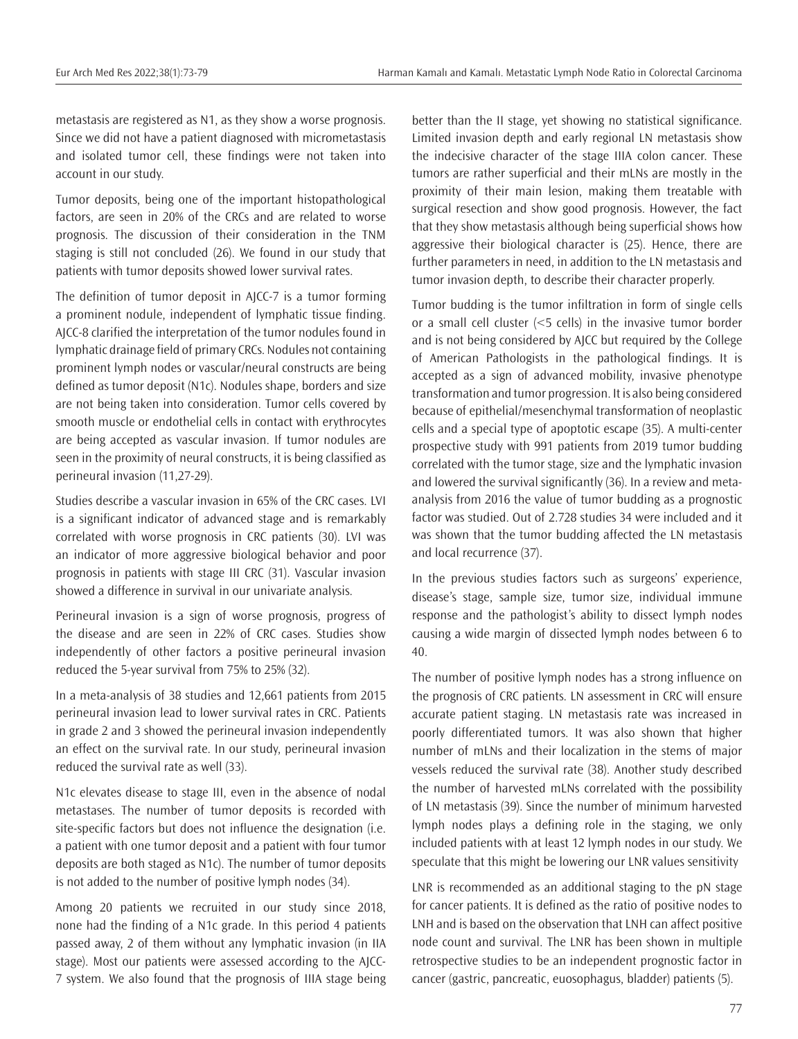metastasis are registered as N1, as they show a worse prognosis. Since we did not have a patient diagnosed with micrometastasis and isolated tumor cell, these findings were not taken into account in our study.

Tumor deposits, being one of the important histopathological factors, are seen in 20% of the CRCs and are related to worse prognosis. The discussion of their consideration in the TNM staging is still not concluded (26). We found in our study that patients with tumor deposits showed lower survival rates.

The definition of tumor deposit in AJCC-7 is a tumor forming a prominent nodule, independent of lymphatic tissue finding. AJCC-8 clarified the interpretation of the tumor nodules found in lymphatic drainage field of primary CRCs. Nodules not containing prominent lymph nodes or vascular/neural constructs are being defined as tumor deposit (N1c). Nodules shape, borders and size are not being taken into consideration. Tumor cells covered by smooth muscle or endothelial cells in contact with erythrocytes are being accepted as vascular invasion. If tumor nodules are seen in the proximity of neural constructs, it is being classified as perineural invasion (11,27-29).

Studies describe a vascular invasion in 65% of the CRC cases. LVI is a significant indicator of advanced stage and is remarkably correlated with worse prognosis in CRC patients (30). LVI was an indicator of more aggressive biological behavior and poor prognosis in patients with stage III CRC (31). Vascular invasion showed a difference in survival in our univariate analysis.

Perineural invasion is a sign of worse prognosis, progress of the disease and are seen in 22% of CRC cases. Studies show independently of other factors a positive perineural invasion reduced the 5-year survival from 75% to 25% (32).

In a meta-analysis of 38 studies and 12,661 patients from 2015 perineural invasion lead to lower survival rates in CRC. Patients in grade 2 and 3 showed the perineural invasion independently an effect on the survival rate. In our study, perineural invasion reduced the survival rate as well (33).

N1c elevates disease to stage III, even in the absence of nodal metastases. The number of tumor deposits is recorded with site-specific factors but does not influence the designation (i.e. a patient with one tumor deposit and a patient with four tumor deposits are both staged as N1c). The number of tumor deposits is not added to the number of positive lymph nodes (34).

Among 20 patients we recruited in our study since 2018, none had the finding of a N1c grade. In this period 4 patients passed away, 2 of them without any lymphatic invasion (in IIA stage). Most our patients were assessed according to the AJCC-7 system. We also found that the prognosis of IIIA stage being better than the II stage, yet showing no statistical significance. Limited invasion depth and early regional LN metastasis show the indecisive character of the stage IIIA colon cancer. These tumors are rather superficial and their mLNs are mostly in the proximity of their main lesion, making them treatable with surgical resection and show good prognosis. However, the fact that they show metastasis although being superficial shows how aggressive their biological character is (25). Hence, there are further parameters in need, in addition to the LN metastasis and tumor invasion depth, to describe their character properly.

Tumor budding is the tumor infiltration in form of single cells or a small cell cluster (<5 cells) in the invasive tumor border and is not being considered by AJCC but required by the College of American Pathologists in the pathological findings. It is accepted as a sign of advanced mobility, invasive phenotype transformation and tumor progression. It is also being considered because of epithelial/mesenchymal transformation of neoplastic cells and a special type of apoptotic escape (35). A multi-center prospective study with 991 patients from 2019 tumor budding correlated with the tumor stage, size and the lymphatic invasion and lowered the survival significantly (36). In a review and meta-analysis from 2016 the value of tumor budding as a prognostic factor was studied. Out of 2.728 studies 34 were included and it was shown that the tumor budding affected the LN metastasis and local recurrence (37).

In the previous studies factors such as surgeons' experience, disease's stage, sample size, tumor size, individual immune response and the pathologist's ability to dissect lymph nodes causing a wide margin of dissected lymph nodes between 6 to 40.

The number of positive lymph nodes has a strong influence on the prognosis of CRC patients. LN assessment in CRC will ensure accurate patient staging. LN metastasis rate was increased in poorly differentiated tumors. It was also shown that higher number of mLNs and their localization in the stems of major vessels reduced the survival rate (38). Another study described the number of harvested mLNs correlated with the possibility of LN metastasis (39). Since the number of minimum harvested lymph nodes plays a defining role in the staging, we only included patients with at least 12 lymph nodes in our study. We speculate that this might be lowering our LNR values sensitivity

LNR is recommended as an additional staging to the pN stage for cancer patients. It is defined as the ratio of positive nodes to LNH and is based on the observation that LNH can affect positive node count and survival. The LNR has been shown in multiple retrospective studies to be an independent prognostic factor in cancer (gastric, pancreatic, euosophagus, bladder) patients (5).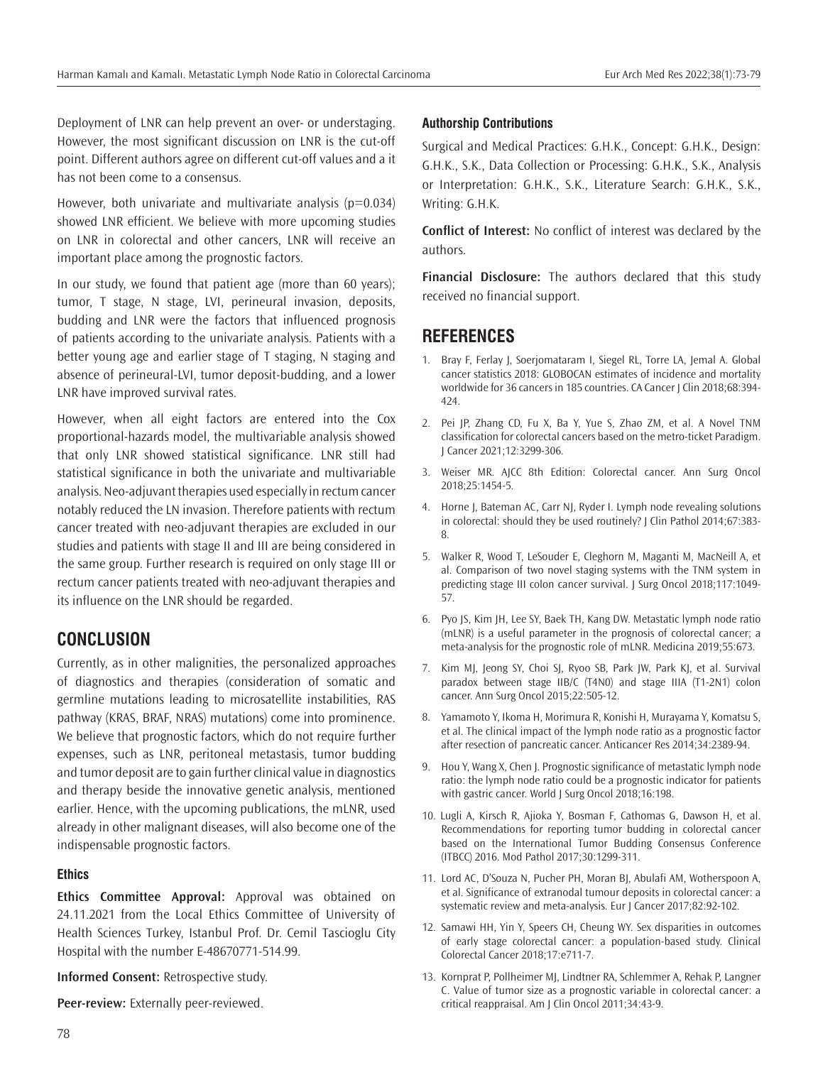Deployment of LNR can help prevent an over- or understaging. However, the most significant discussion on LNR is the cut-off point. Different authors agree on different cut-off values and a it has not been come to a consensus.

However, both univariate and multivariate analysis (p=0.034) showed LNR efficient. We believe with more upcoming studies on LNR in colorectal and other cancers, LNR will receive an important place among the prognostic factors.

In our study, we found that patient age (more than 60 years); tumor, T stage, N stage, LVI, perineural invasion, deposits, budding and LNR were the factors that influenced prognosis of patients according to the univariate analysis. Patients with a better young age and earlier stage of T staging, N staging and absence of perineural-LVI, tumor deposit-budding, and a lower LNR have improved survival rates.

However, when all eight factors are entered into the Cox proportional-hazards model, the multivariable analysis showed that only LNR showed statistical significance. LNR still had statistical significance in both the univariate and multivariable analysis. Neo-adjuvant therapies used especially in rectum cancer notably reduced the LN invasion. Therefore patients with rectum cancer treated with neo-adjuvant therapies are excluded in our studies and patients with stage II and III are being considered in the same group. Further research is required on only stage III or rectum cancer patients treated with neo-adjuvant therapies and its influence on the LNR should be regarded.

## CONCLUSION

Currently, as in other malignities, the personalized approaches of diagnostics and therapies (consideration of somatic and germline mutations leading to microsatellite instabilities, RAS pathway (KRAS, BRAF, NRAS) mutations) come into prominence. We believe that prognostic factors, which do not require further expenses, such as LNR, peritoneal metastasis, tumor budding and tumor deposit are to gain further clinical value in diagnostics and therapy beside the innovative genetic analysis, mentioned earlier. Hence, with the upcoming publications, the mLNR, used already in other malignant diseases, will also become one of the indispensable prognostic factors.

### Ethics

**Ethics Committee Approval:** Approval was obtained on 24.11.2021 from the Local Ethics Committee of University of Health Sciences Turkey, Istanbul Prof. Dr. Cemil Tascioglu City Hospital with the number E-48670771-514.99.

**Informed Consent:** Retrospective study.

**Peer-review:** Externally peer-reviewed.

### Authorship Contributions

Surgical and Medical Practices: G.H.K., Concept: G.H.K., Design: G.H.K., S.K., Data Collection or Processing: G.H.K., S.K., Analysis or Interpretation: G.H.K., S.K., Literature Search: G.H.K., S.K., Writing: G.H.K.

**Conflict of Interest:** No conflict of interest was declared by the authors.

**Financial Disclosure:** The authors declared that this study received no financial support.

## REFERENCES

1. Bray F, Ferlay J, Soerjomataram I, Siegel RL, Torre LA, Jemal A. Global cancer statistics 2018: GLOBOCAN estimates of incidence and mortality worldwide for 36 cancers in 185 countries. CA Cancer J Clin 2018;68:394-424.
2. Pei JP, Zhang CD, Fu X, Ba Y, Yue S, Zhao ZM, et al. A Novel TNM classification for colorectal cancers based on the metro-ticket Paradigm. J Cancer 2021;12:3299-306.
3. Weiser MR. AJCC 8th Edition: Colorectal cancer. Ann Surg Oncol 2018;25:1454-5.
4. Horne J, Bateman AC, Carr NJ, Ryder I. Lymph node revealing solutions in colorectal: should they be used routinely? J Clin Pathol 2014;67:383-8.
5. Walker R, Wood T, LeSouder E, Cleghorn M, Maganti M, MacNeill A, et al. Comparison of two novel staging systems with the TNM system in predicting stage III colon cancer survival. J Surg Oncol 2018;117:1049-57.
6. Pyo JS, Kim JH, Lee SY, Baek TH, Kang DW. Metastatic lymph node ratio (mLNR) is a useful parameter in the prognosis of colorectal cancer; a meta-analysis for the prognostic role of mLNR. Medicina 2019;55:673.
7. Kim MJ, Jeong SY, Choi SJ, Ryoo SB, Park JW, Park KJ, et al. Survival paradox between stage IIB/C (T4N0) and stage IIIA (T1-2N1) colon cancer. Ann Surg Oncol 2015;22:505-12.
8. Yamamoto Y, Ikoma H, Morimura R, Konishi H, Murayama Y, Komatsu S, et al. The clinical impact of the lymph node ratio as a prognostic factor after resection of pancreatic cancer. Anticancer Res 2014;34:2389-94.
9. Hou Y, Wang X, Chen J. Prognostic significance of metastatic lymph node ratio: the lymph node ratio could be a prognostic indicator for patients with gastric cancer. World J Surg Oncol 2018;16:198.
10. Lugli A, Kirsch R, Ajioka Y, Bosman F, Cathomas G, Dawson H, et al. Recommendations for reporting tumor budding in colorectal cancer based on the International Tumor Budding Consensus Conference (ITBCC) 2016. Mod Pathol 2017;30:1299-311.
11. Lord AC, D'Souza N, Pucher PH, Moran BJ, Abulafi AM, Wotherspoon A, et al. Significance of extranodal tumour deposits in colorectal cancer: a systematic review and meta-analysis. Eur J Cancer 2017;82:92-102.
12. Samawi HH, Yin Y, Speers CH, Cheung WY. Sex disparities in outcomes of early stage colorectal cancer: a population-based study. Clinical Colorectal Cancer 2018;17:e711-7.
13. Kornprat P, Pollheimer MJ, Lindtner RA, Schlemmer A, Rehak P, Langner C. Value of tumor size as a prognostic variable in colorectal cancer: a critical reappraisal. Am J Clin Oncol 2011;34:43-9.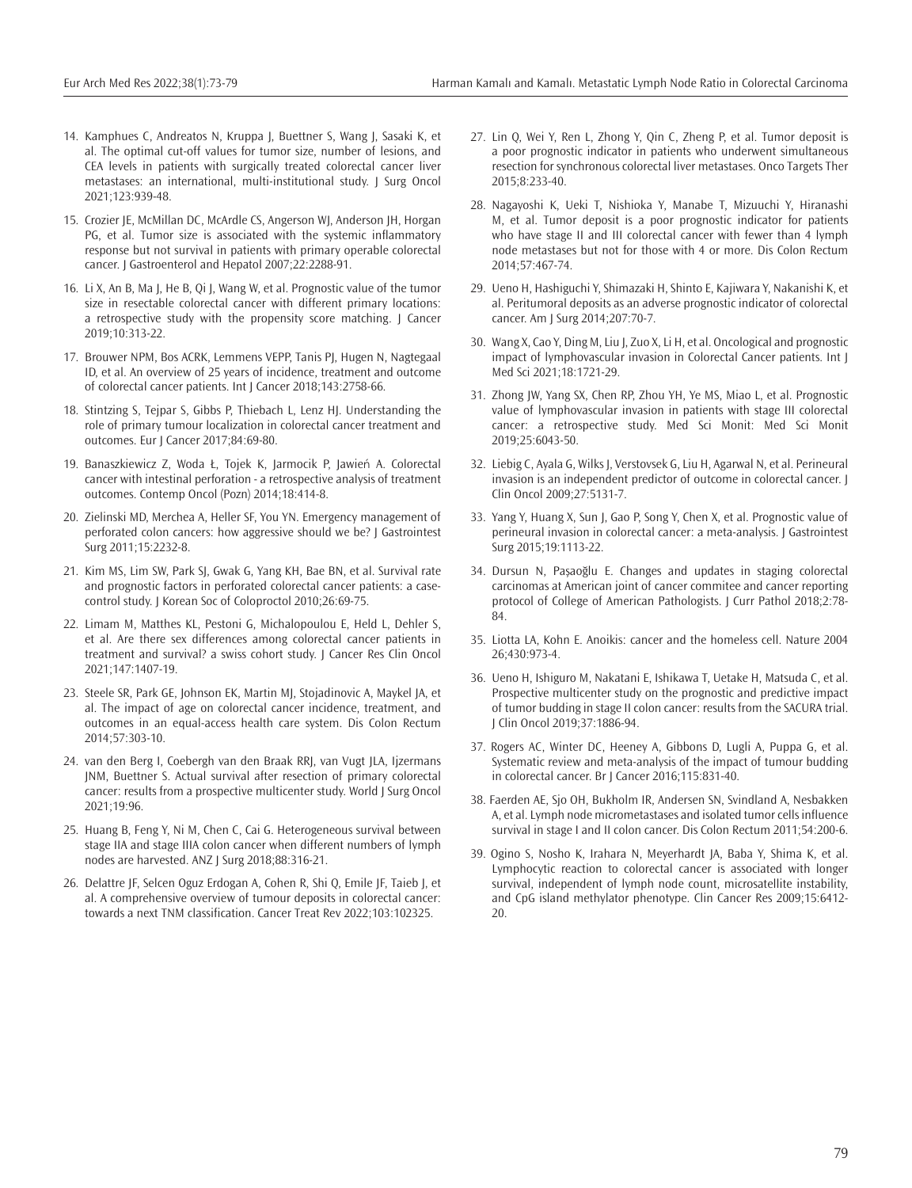14. Kamphues C, Andreatos N, Kruppa J, Buettner S, Wang J, Sasaki K, et al. The optimal cut-off values for tumor size, number of lesions, and CEA levels in patients with surgically treated colorectal cancer liver metastases: an international, multi-institutional study. J Surg Oncol 2021;123:939-48.

15. Crozier JE, McMillan DC, McArdle CS, Angerson WJ, Anderson JH, Horgan PG, et al. Tumor size is associated with the systemic inflammatory response but not survival in patients with primary operable colorectal cancer. J Gastroenterol and Hepatol 2007;22:2288-91.

16. Li X, An B, Ma J, He B, Qi J, Wang W, et al. Prognostic value of the tumor size in resectable colorectal cancer with different primary locations: a retrospective study with the propensity score matching. J Cancer 2019;10:313-22.

17. Brouwer NPM, Bos ACRK, Lemmens VEPP, Tanis PJ, Hugen N, Nagtegaal ID, et al. An overview of 25 years of incidence, treatment and outcome of colorectal cancer patients. Int J Cancer 2018;143:2758-66.

18. Stintzing S, Tejpar S, Gibbs P, Thiebach L, Lenz HJ. Understanding the role of primary tumour localization in colorectal cancer treatment and outcomes. Eur J Cancer 2017;84:69-80.

19. Banaszkiewicz Z, Woda Ł, Tojek K, Jarmocik P, Jawień A. Colorectal cancer with intestinal perforation - a retrospective analysis of treatment outcomes. Contemp Oncol (Pozn) 2014;18:414-8.

20. Zielinski MD, Merchea A, Heller SF, You YN. Emergency management of perforated colon cancers: how aggressive should we be? J Gastrointest Surg 2011;15:2232-8.

21. Kim MS, Lim SW, Park SJ, Gwak G, Yang KH, Bae BN, et al. Survival rate and prognostic factors in perforated colorectal cancer patients: a case-control study. J Korean Soc of Coloproctol 2010;26:69-75.

22. Limam M, Matthes KL, Pestoni G, Michalopoulou E, Held L, Dehler S, et al. Are there sex differences among colorectal cancer patients in treatment and survival? a swiss cohort study. J Cancer Res Clin Oncol 2021;147:1407-19.

23. Steele SR, Park GE, Johnson EK, Martin MJ, Stojadinovic A, Maykel JA, et al. The impact of age on colorectal cancer incidence, treatment, and outcomes in an equal-access health care system. Dis Colon Rectum 2014;57:303-10.

24. van den Berg I, Coebergh van den Braak RRJ, van Vugt JLA, Ijzermans JNM, Buettner S. Actual survival after resection of primary colorectal cancer: results from a prospective multicenter study. World J Surg Oncol 2021;19:96.

25. Huang B, Feng Y, Ni M, Chen C, Cai G. Heterogeneous survival between stage IIA and stage IIIA colon cancer when different numbers of lymph nodes are harvested. ANZ J Surg 2018;88:316-21.

26. Delattre JF, Selcen Oguz Erdogan A, Cohen R, Shi Q, Emile JF, Taieb J, et al. A comprehensive overview of tumour deposits in colorectal cancer: towards a next TNM classification. Cancer Treat Rev 2022;103:102325.

27. Lin Q, Wei Y, Ren L, Zhong Y, Qin C, Zheng P, et al. Tumor deposit is a poor prognostic indicator in patients who underwent simultaneous resection for synchronous colorectal liver metastases. Onco Targets Ther 2015;8:233-40.

28. Nagayoshi K, Ueki T, Nishioka Y, Manabe T, Mizuuchi Y, Hiranashi M, et al. Tumor deposit is a poor prognostic indicator for patients who have stage II and III colorectal cancer with fewer than 4 lymph node metastases but not for those with 4 or more. Dis Colon Rectum 2014;57:467-74.

29. Ueno H, Hashiguchi Y, Shimazaki H, Shinto E, Kajiwara Y, Nakanishi K, et al. Peritumoral deposits as an adverse prognostic indicator of colorectal cancer. Am J Surg 2014;207:70-7.

30. Wang X, Cao Y, Ding M, Liu J, Zuo X, Li H, et al. Oncological and prognostic impact of lymphovascular invasion in Colorectal Cancer patients. Int J Med Sci 2021;18:1721-29.

31. Zhong JW, Yang SX, Chen RP, Zhou YH, Ye MS, Miao L, et al. Prognostic value of lymphovascular invasion in patients with stage III colorectal cancer: a retrospective study. Med Sci Monit: Med Sci Monit 2019;25:6043-50.

32. Liebig C, Ayala G, Wilks J, Verstovsek G, Liu H, Agarwal N, et al. Perineural invasion is an independent predictor of outcome in colorectal cancer. J Clin Oncol 2009;27:5131-7.

33. Yang Y, Huang X, Sun J, Gao P, Song Y, Chen X, et al. Prognostic value of perineural invasion in colorectal cancer: a meta-analysis. J Gastrointest Surg 2015;19:1113-22.

34. Dursun N, Paşaoğlu E. Changes and updates in staging colorectal carcinomas at American joint of cancer commitee and cancer reporting protocol of College of American Pathologists. J Curr Pathol 2018;2:78-84.

35. Liotta LA, Kohn E. Anoikis: cancer and the homeless cell. Nature 2004 26;430:973-4.

36. Ueno H, Ishiguro M, Nakatani E, Ishikawa T, Uetake H, Matsuda C, et al. Prospective multicenter study on the prognostic and predictive impact of tumor budding in stage II colon cancer: results from the SACURA trial. J Clin Oncol 2019;37:1886-94.

37. Rogers AC, Winter DC, Heeney A, Gibbons D, Lugli A, Puppa G, et al. Systematic review and meta-analysis of the impact of tumour budding in colorectal cancer. Br J Cancer 2016;115:831-40.

38. Faerden AE, Sjo OH, Bukholm IR, Andersen SN, Svindland A, Nesbakken A, et al. Lymph node micrometastases and isolated tumor cells influence survival in stage I and II colon cancer. Dis Colon Rectum 2011;54:200-6.

39. Ogino S, Nosho K, Irahara N, Meyerhardt JA, Baba Y, Shima K, et al. Lymphocytic reaction to colorectal cancer is associated with longer survival, independent of lymph node count, microsatellite instability, and CpG island methylator phenotype. Clin Cancer Res 2009;15:6412-20.